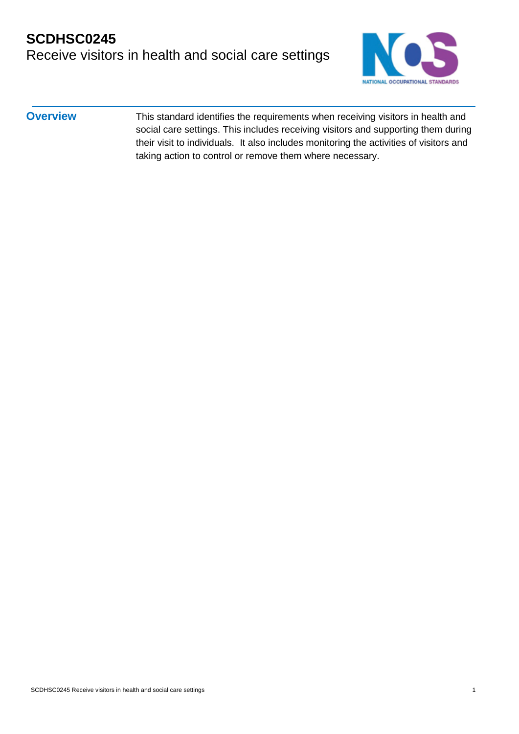# SCDHSC0245
Receive visitors in health and social care settings

## Overview

This standard identifies the requirements when receiving visitors in health and social care settings. This includes receiving visitors and supporting them during their visit to individuals. It also includes monitoring the activities of visitors and taking action to control or remove them where necessary.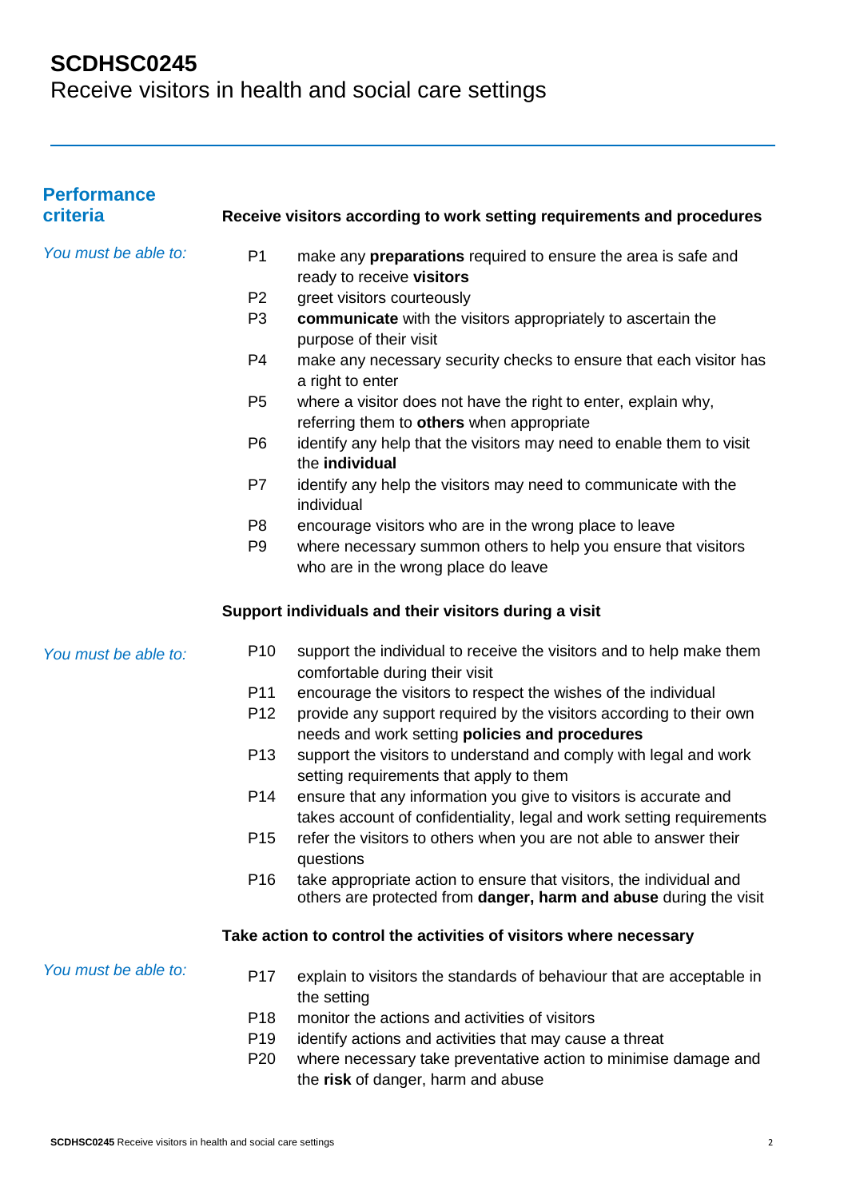# SCDHSC0245
Receive visitors in health and social care settings

## Performance criteria

### Receive visitors according to work setting requirements and procedures

*You must be able to:*

- P1 make any **preparations** required to ensure the area is safe and ready to receive **visitors**
- P2 greet visitors courteously
- P3 **communicate** with the visitors appropriately to ascertain the purpose of their visit
- P4 make any necessary security checks to ensure that each visitor has a right to enter
- P5 where a visitor does not have the right to enter, explain why, referring them to **others** when appropriate
- P6 identify any help that the visitors may need to enable them to visit the **individual**
- P7 identify any help the visitors may need to communicate with the individual
- P8 encourage visitors who are in the wrong place to leave
- P9 where necessary summon others to help you ensure that visitors who are in the wrong place do leave

### Support individuals and their visitors during a visit

*You must be able to:*

- P10 support the individual to receive the visitors and to help make them comfortable during their visit
- P11 encourage the visitors to respect the wishes of the individual
- P12 provide any support required by the visitors according to their own needs and work setting **policies and procedures**
- P13 support the visitors to understand and comply with legal and work setting requirements that apply to them
- P14 ensure that any information you give to visitors is accurate and takes account of confidentiality, legal and work setting requirements
- P15 refer the visitors to others when you are not able to answer their questions
- P16 take appropriate action to ensure that visitors, the individual and others are protected from **danger, harm and abuse** during the visit

### Take action to control the activities of visitors where necessary

*You must be able to:*

- P17 explain to visitors the standards of behaviour that are acceptable in the setting
- P18 monitor the actions and activities of visitors
- P19 identify actions and activities that may cause a threat
- P20 where necessary take preventative action to minimise damage and the **risk** of danger, harm and abuse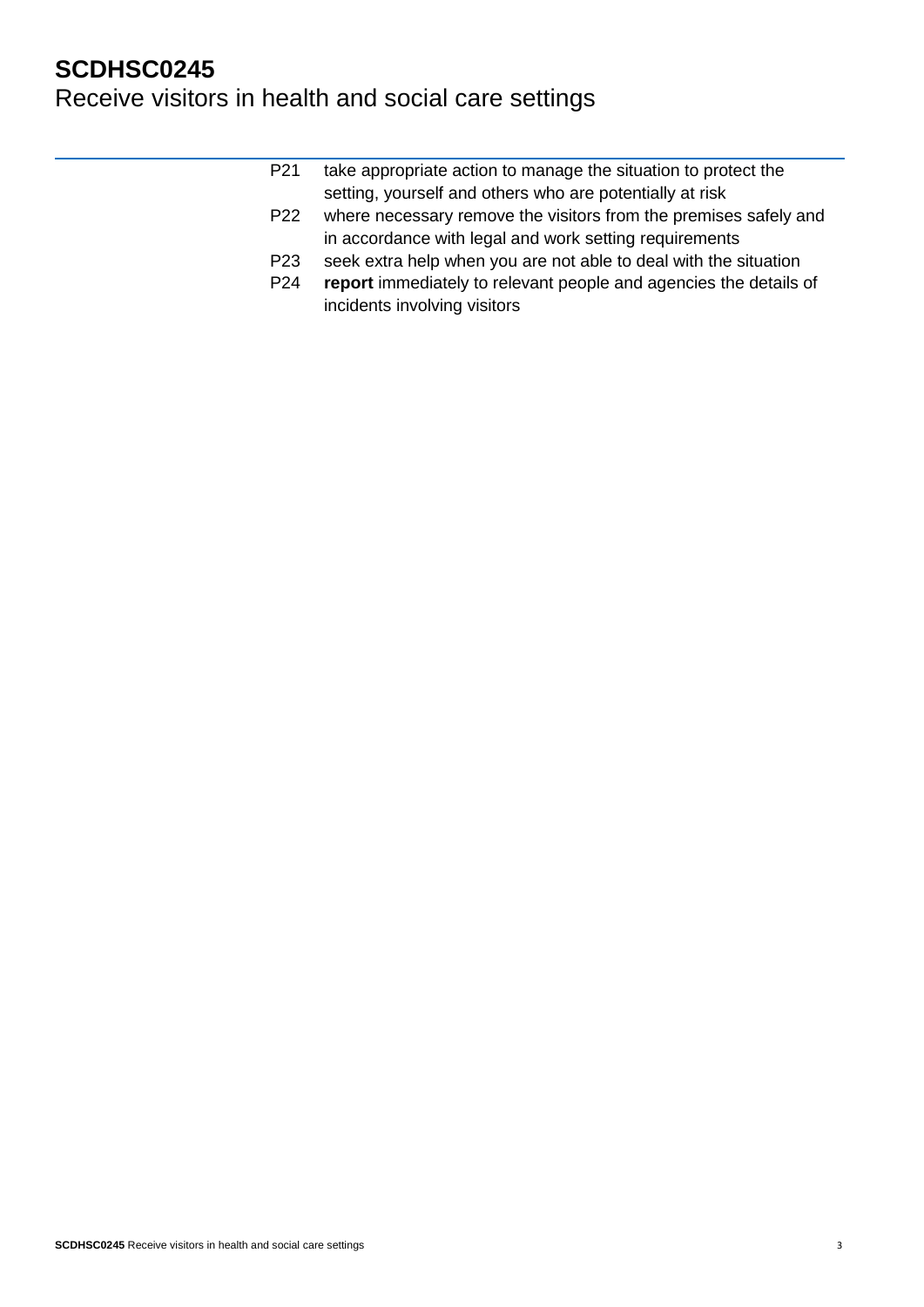P21 take appropriate action to manage the situation to protect the setting, yourself and others who are potentially at risk

P22 where necessary remove the visitors from the premises safely and in accordance with legal and work setting requirements

P23 seek extra help when you are not able to deal with the situation

P24 **report** immediately to relevant people and agencies the details of incidents involving visitors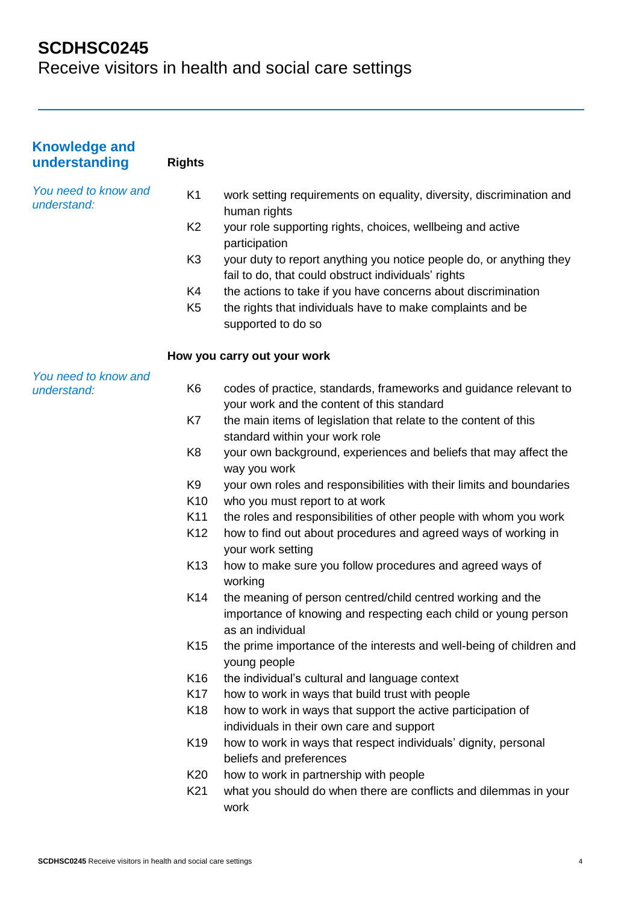# SCDHSC0245
Receive visitors in health and social care settings

## Knowledge and understanding

### Rights

*You need to know and understand:*

- K1 work setting requirements on equality, diversity, discrimination and human rights
- K2 your role supporting rights, choices, wellbeing and active participation
- K3 your duty to report anything you notice people do, or anything they fail to do, that could obstruct individuals' rights
- K4 the actions to take if you have concerns about discrimination
- K5 the rights that individuals have to make complaints and be supported to do so

### How you carry out your work

*You need to know and understand:*

- K6 codes of practice, standards, frameworks and guidance relevant to your work and the content of this standard
- K7 the main items of legislation that relate to the content of this standard within your work role
- K8 your own background, experiences and beliefs that may affect the way you work
- K9 your own roles and responsibilities with their limits and boundaries
- K10 who you must report to at work
- K11 the roles and responsibilities of other people with whom you work
- K12 how to find out about procedures and agreed ways of working in your work setting
- K13 how to make sure you follow procedures and agreed ways of working
- K14 the meaning of person centred/child centred working and the importance of knowing and respecting each child or young person as an individual
- K15 the prime importance of the interests and well-being of children and young people
- K16 the individual's cultural and language context
- K17 how to work in ways that build trust with people
- K18 how to work in ways that support the active participation of individuals in their own care and support
- K19 how to work in ways that respect individuals' dignity, personal beliefs and preferences
- K20 how to work in partnership with people
- K21 what you should do when there are conflicts and dilemmas in your work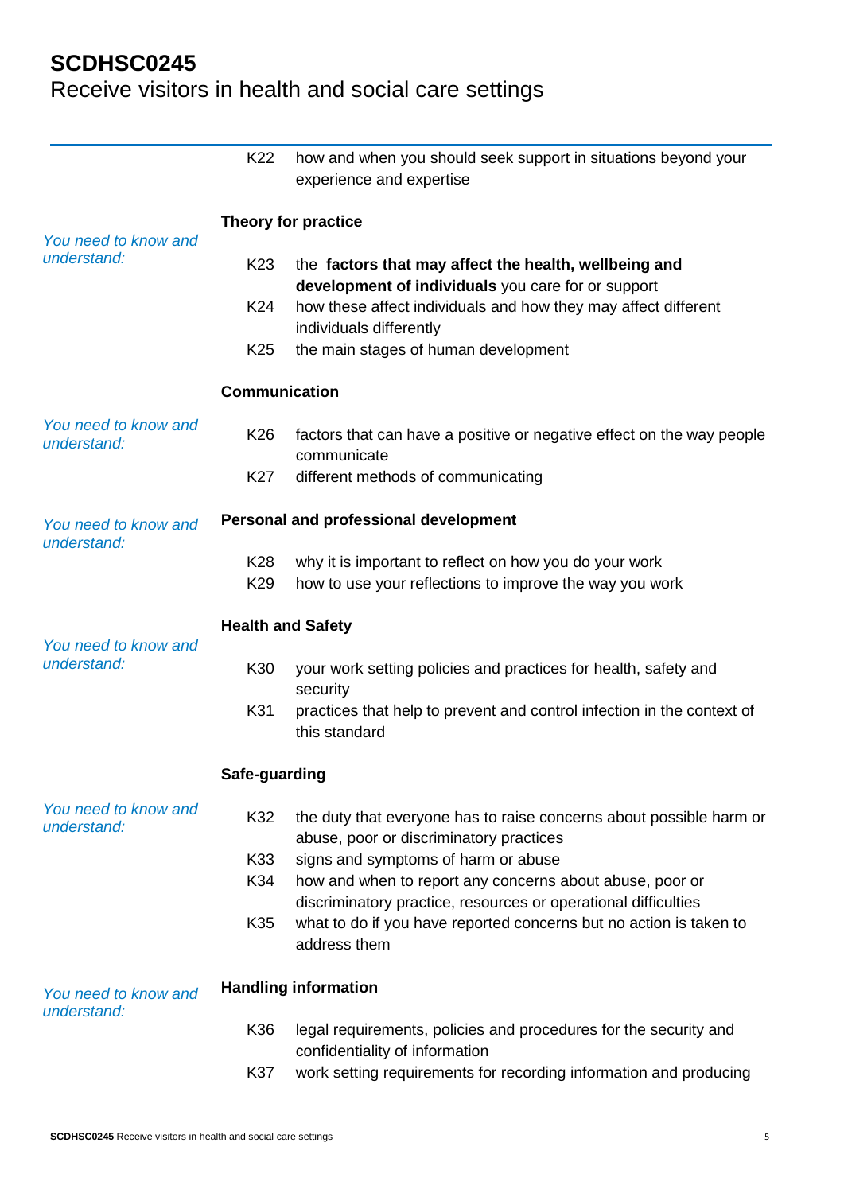| | | |
|---|---|---|
| | K22 | how and when you should seek support in situations beyond your experience and expertise |
| | **Theory for practice** | |
| *You need to know and understand:* | K23 | the **factors that may affect the health, wellbeing and development of individuals** you care for or support |
| | K24 | how these affect individuals and how they may affect different individuals differently |
| | K25 | the main stages of human development |
| | **Communication** | |
| *You need to know and understand:* | K26 | factors that can have a positive or negative effect on the way people communicate |
| | K27 | different methods of communicating |
| *You need to know and understand:* | **Personal and professional development** | |
| | K28 | why it is important to reflect on how you do your work |
| | K29 | how to use your reflections to improve the way you work |
| | **Health and Safety** | |
| *You need to know and understand:* | K30 | your work setting policies and practices for health, safety and security |
| | K31 | practices that help to prevent and control infection in the context of this standard |
| | **Safe-guarding** | |
| *You need to know and understand:* | K32 | the duty that everyone has to raise concerns about possible harm or abuse, poor or discriminatory practices |
| | K33 | signs and symptoms of harm or abuse |
| | K34 | how and when to report any concerns about abuse, poor or discriminatory practice, resources or operational difficulties |
| | K35 | what to do if you have reported concerns but no action is taken to address them |
| *You need to know and understand:* | **Handling information** | |
| | K36 | legal requirements, policies and procedures for the security and confidentiality of information |
| | K37 | work setting requirements for recording information and producing |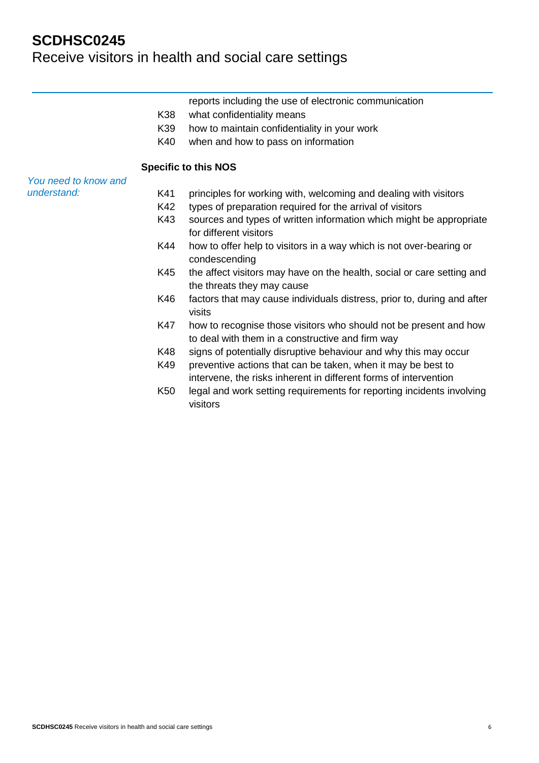reports including the use of electronic communication

K38 what confidentiality means

K39 how to maintain confidentiality in your work

K40 when and how to pass on information

**Specific to this NOS**

*You need to know and understand:*

K41 principles for working with, welcoming and dealing with visitors

K42 types of preparation required for the arrival of visitors

K43 sources and types of written information which might be appropriate for different visitors

K44 how to offer help to visitors in a way which is not over-bearing or condescending

K45 the affect visitors may have on the health, social or care setting and the threats they may cause

K46 factors that may cause individuals distress, prior to, during and after visits

K47 how to recognise those visitors who should not be present and how to deal with them in a constructive and firm way

K48 signs of potentially disruptive behaviour and why this may occur

K49 preventive actions that can be taken, when it may be best to intervene, the risks inherent in different forms of intervention

K50 legal and work setting requirements for reporting incidents involving visitors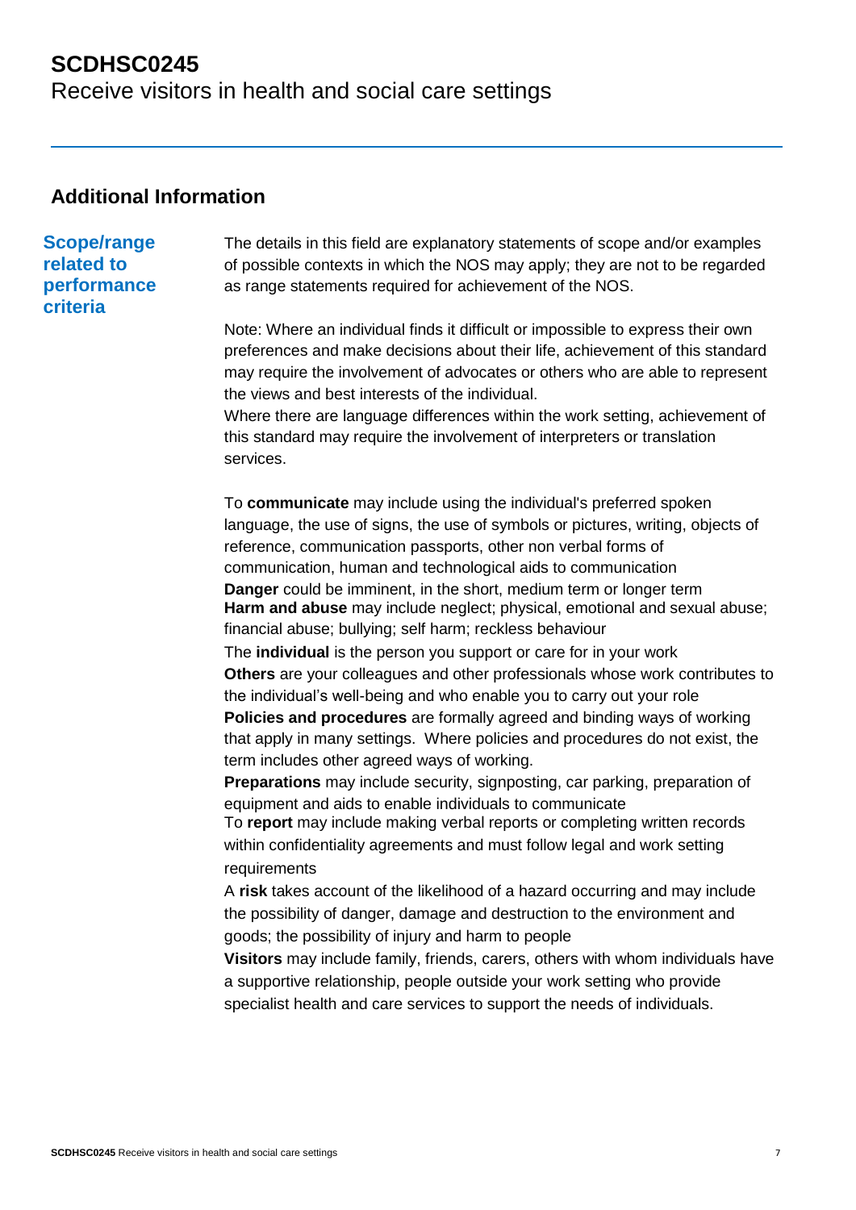# SCDHSC0245
Receive visitors in health and social care settings

## Additional Information

### Scope/range related to performance criteria

The details in this field are explanatory statements of scope and/or examples of possible contexts in which the NOS may apply; they are not to be regarded as range statements required for achievement of the NOS.

Note: Where an individual finds it difficult or impossible to express their own preferences and make decisions about their life, achievement of this standard may require the involvement of advocates or others who are able to represent the views and best interests of the individual.
Where there are language differences within the work setting, achievement of this standard may require the involvement of interpreters or translation services.

To **communicate** may include using the individual's preferred spoken language, the use of signs, the use of symbols or pictures, writing, objects of reference, communication passports, other non verbal forms of communication, human and technological aids to communication
**Danger** could be imminent, in the short, medium term or longer term
**Harm and abuse** may include neglect; physical, emotional and sexual abuse; financial abuse; bullying; self harm; reckless behaviour
The **individual** is the person you support or care for in your work
**Others** are your colleagues and other professionals whose work contributes to the individual's well-being and who enable you to carry out your role
**Policies and procedures** are formally agreed and binding ways of working that apply in many settings. Where policies and procedures do not exist, the term includes other agreed ways of working.
**Preparations** may include security, signposting, car parking, preparation of equipment and aids to enable individuals to communicate
To **report** may include making verbal reports or completing written records within confidentiality agreements and must follow legal and work setting requirements
A **risk** takes account of the likelihood of a hazard occurring and may include the possibility of danger, damage and destruction to the environment and goods; the possibility of injury and harm to people
**Visitors** may include family, friends, carers, others with whom individuals have a supportive relationship, people outside your work setting who provide specialist health and care services to support the needs of individuals.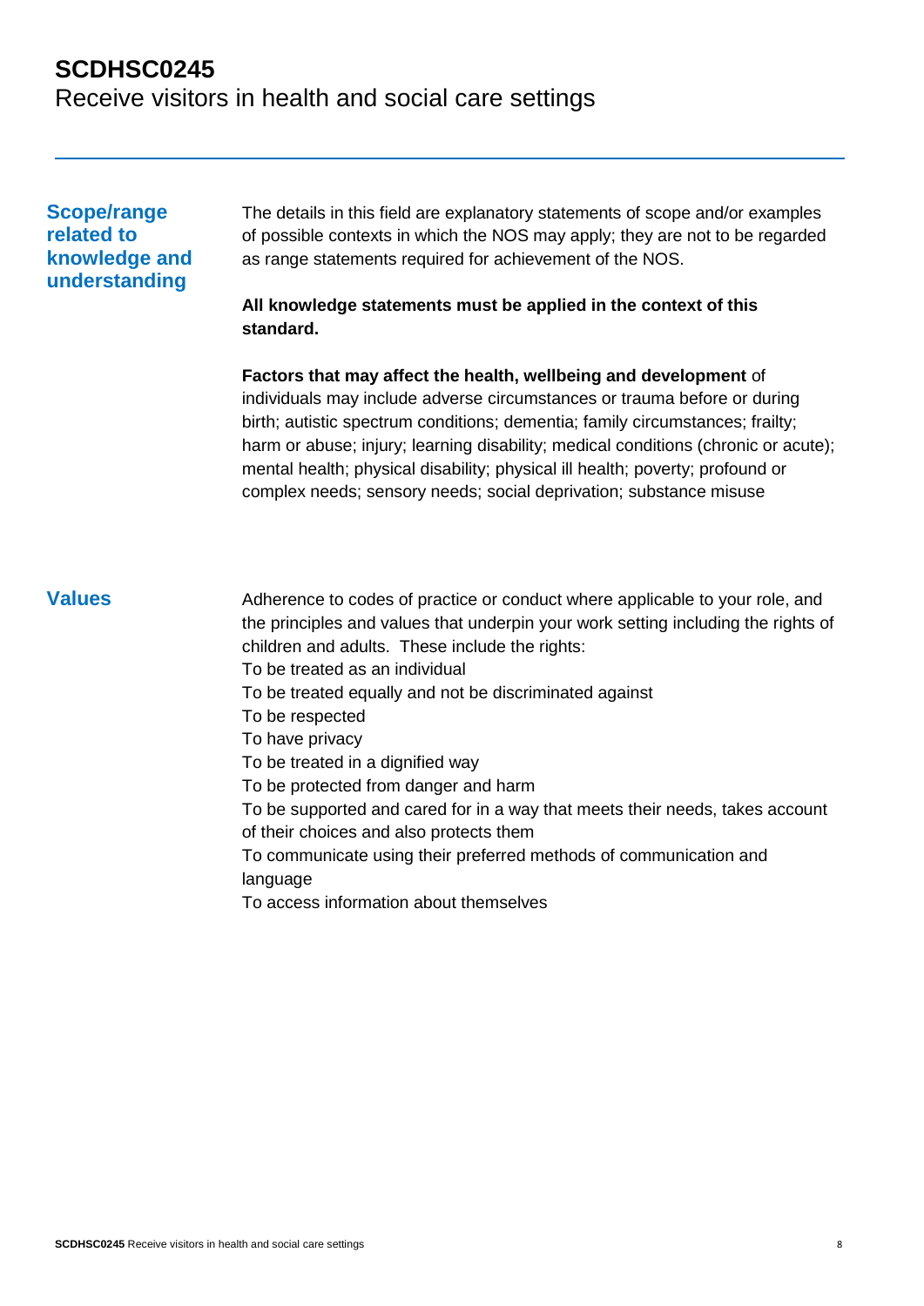# SCDHSC0245
Receive visitors in health and social care settings

## Scope/range related to knowledge and understanding

The details in this field are explanatory statements of scope and/or examples of possible contexts in which the NOS may apply; they are not to be regarded as range statements required for achievement of the NOS.

**All knowledge statements must be applied in the context of this standard.**

**Factors that may affect the health, wellbeing and development** of individuals may include adverse circumstances or trauma before or during birth; autistic spectrum conditions; dementia; family circumstances; frailty; harm or abuse; injury; learning disability; medical conditions (chronic or acute); mental health; physical disability; physical ill health; poverty; profound or complex needs; sensory needs; social deprivation; substance misuse

## Values

Adherence to codes of practice or conduct where applicable to your role, and the principles and values that underpin your work setting including the rights of children and adults. These include the rights:

To be treated as an individual
To be treated equally and not be discriminated against
To be respected
To have privacy
To be treated in a dignified way
To be protected from danger and harm
To be supported and cared for in a way that meets their needs, takes account of their choices and also protects them
To communicate using their preferred methods of communication and language
To access information about themselves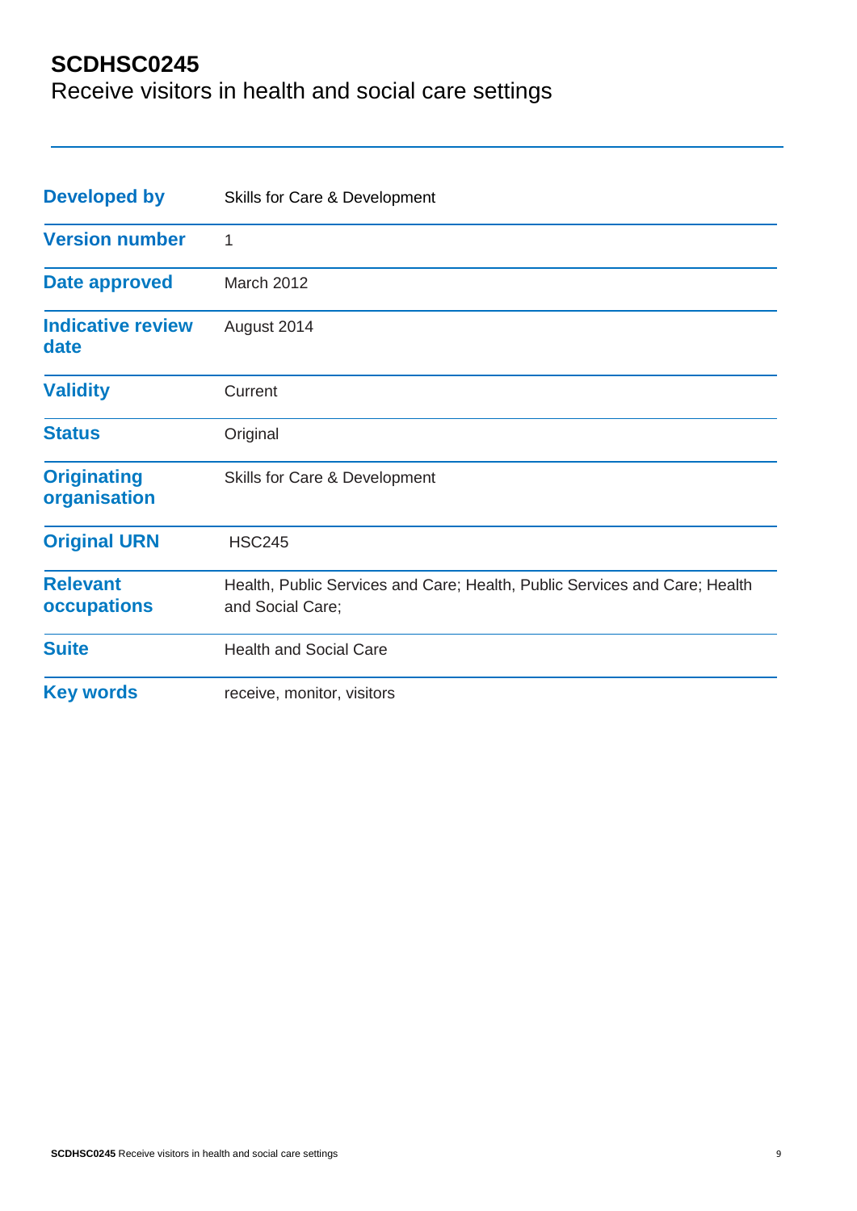# SCDHSC0245

Receive visitors in health and social care settings

| | |
|---|---|
| **Developed by** | Skills for Care & Development |
| **Version number** | 1 |
| **Date approved** | March 2012 |
| **Indicative review date** | August 2014 |
| **Validity** | Current |
| **Status** | Original |
| **Originating organisation** | Skills for Care & Development |
| **Original URN** | HSC245 |
| **Relevant occupations** | Health, Public Services and Care; Health, Public Services and Care; Health and Social Care; |
| **Suite** | Health and Social Care |
| **Key words** | receive, monitor, visitors |